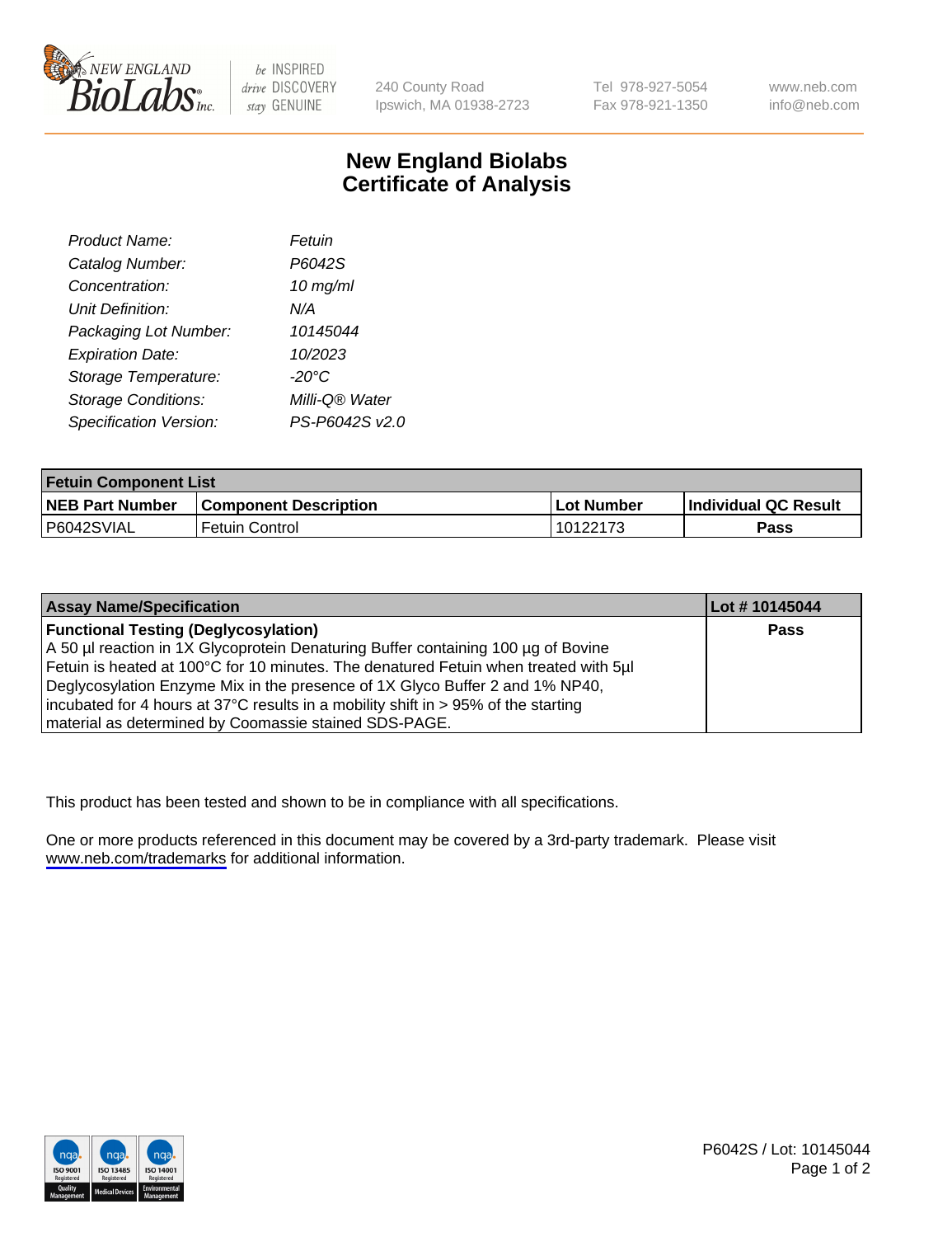240 County Road
Ipswich, MA 01938-2723

Tel 978-927-5054
Fax 978-921-1350

www.neb.com
info@neb.com

# New England Biolabs
# Certificate of Analysis

| | |
|---|---|
| *Product Name:* | *Fetuin* |
| *Catalog Number:* | *P6042S* |
| *Concentration:* | *10 mg/ml* |
| *Unit Definition:* | *N/A* |
| *Packaging Lot Number:* | *10145044* |
| *Expiration Date:* | *10/2023* |
| *Storage Temperature:* | *-20°C* |
| *Storage Conditions:* | *Milli-Q® Water* |
| *Specification Version:* | *PS-P6042S v2.0* |

| **Fetuin Component List** | | | |
|---|---|---|---|
| **NEB Part Number** | **Component Description** | **Lot Number** | **Individual QC Result** |
| P6042SVIAL | Fetuin Control | 10122173 | **Pass** |

| **Assay Name/Specification** | **Lot # 10145044** |
|---|---|
| **Functional Testing (Deglycosylation)**<br>A 50 µl reaction in 1X Glycoprotein Denaturing Buffer containing 100 µg of Bovine Fetuin is heated at 100°C for 10 minutes. The denatured Fetuin when treated with 5µl Deglycosylation Enzyme Mix in the presence of 1X Glyco Buffer 2 and 1% NP40, incubated for 4 hours at 37°C results in a mobility shift in > 95% of the starting material as determined by Coomassie stained SDS-PAGE. | **Pass** |

This product has been tested and shown to be in compliance with all specifications.

One or more products referenced in this document may be covered by a 3rd-party trademark. Please visit www.neb.com/trademarks for additional information.

P6042S / Lot: 10145044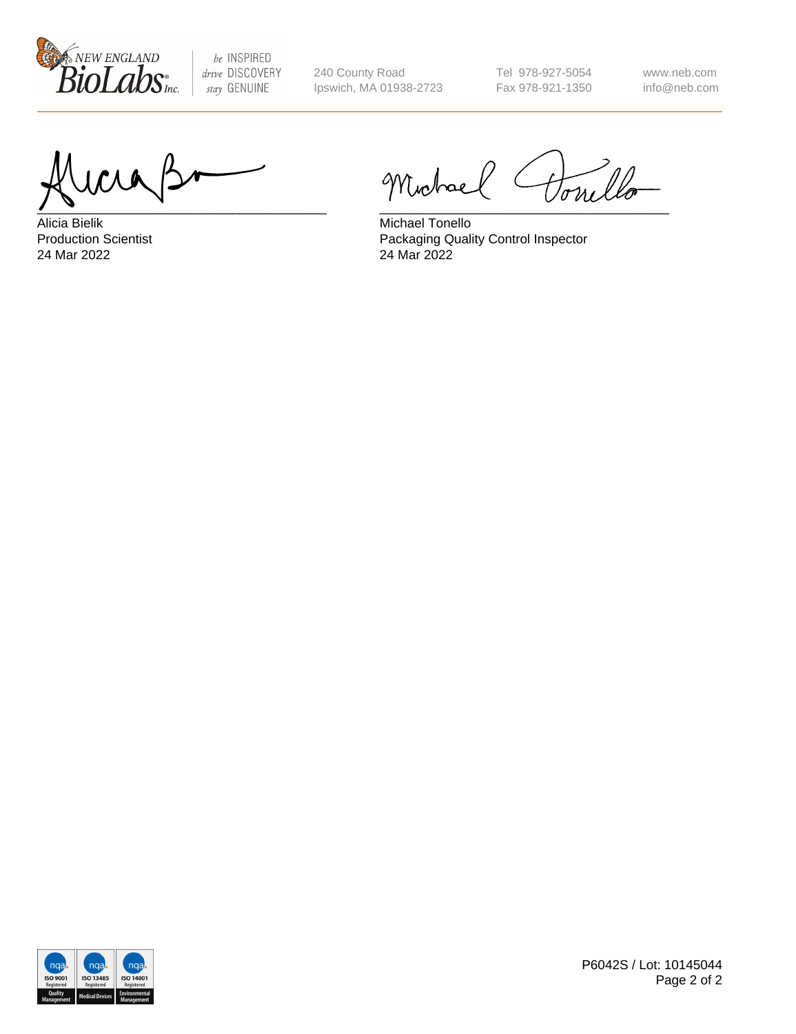240 County Road
Ipswich, MA 01938-2723

Tel 978-927-5054
Fax 978-921-1350

www.neb.com
info@neb.com

Alicia Bielik
Production Scientist
24 Mar 2022

Michael Tonello
Packaging Quality Control Inspector
24 Mar 2022

P6042S / Lot: 10145044